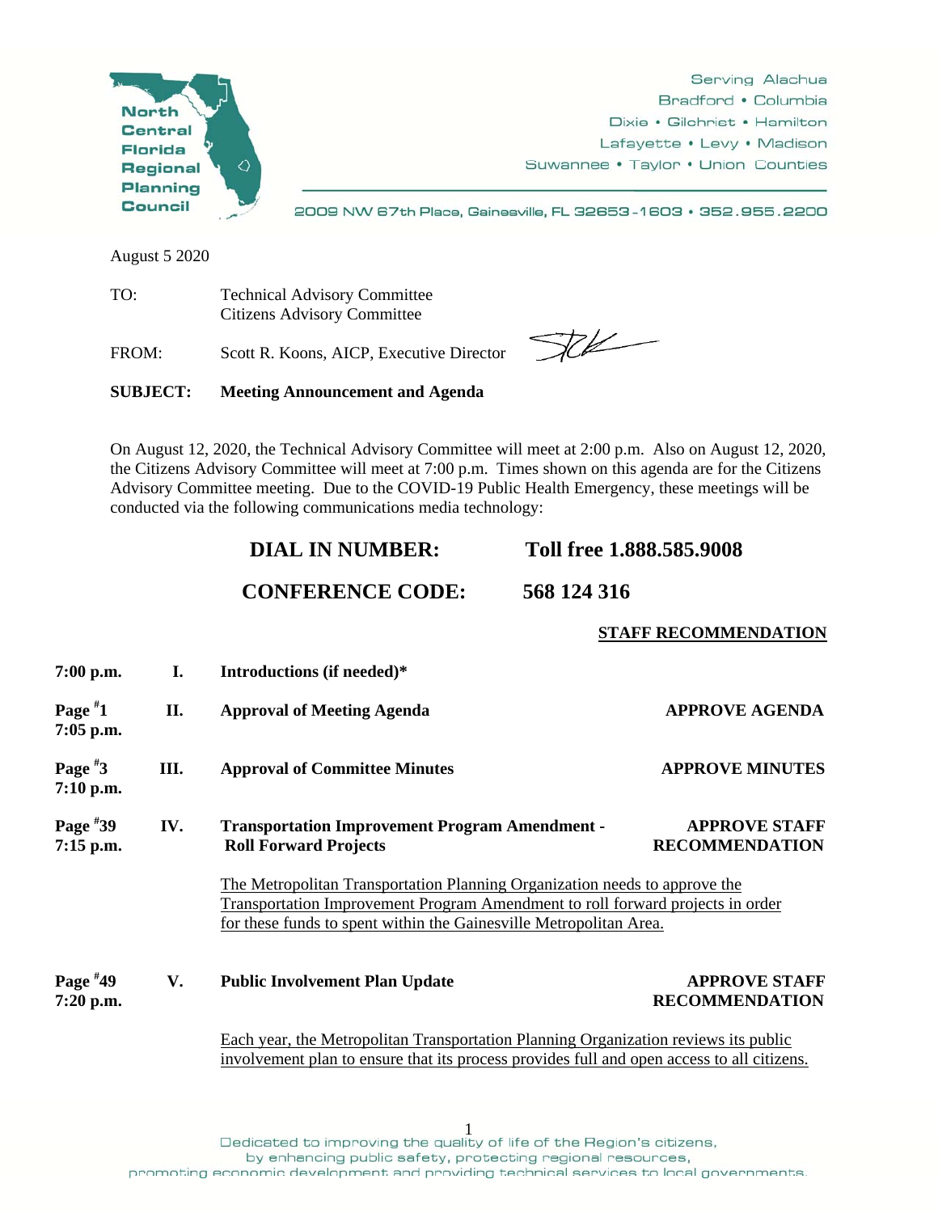**North Central Florida Regional Planning Council**

Serving Alachua
Bradford • Columbia
Dixie • Gilchrist • Hamilton
Lafayette • Levy • Madison
Suwannee • Taylor • Union Counties

2009 NW 67th Place, Gainesville, FL 32653-1603 • 352.955.2200

August 5 2020

TO: Technical Advisory Committee
Citizens Advisory Committee

FROM: Scott R. Koons, AICP, Executive Director

**SUBJECT: Meeting Announcement and Agenda**

On August 12, 2020, the Technical Advisory Committee will meet at 2:00 p.m. Also on August 12, 2020, the Citizens Advisory Committee will meet at 7:00 p.m. Times shown on this agenda are for the Citizens Advisory Committee meeting. Due to the COVID-19 Public Health Emergency, these meetings will be conducted via the following communications media technology:

**DIAL IN NUMBER: Toll free 1.888.585.9008**

**CONFERENCE CODE: 568 124 316**

| | | | STAFF RECOMMENDATION |
|---|---|---|---|
| **7:00 p.m.** | **I.** | **Introductions (if needed)*** | |
| **Page #1 7:05 p.m.** | **II.** | **Approval of Meeting Agenda** | **APPROVE AGENDA** |
| **Page #3 7:10 p.m.** | **III.** | **Approval of Committee Minutes** | **APPROVE MINUTES** |
| **Page #39 7:15 p.m.** | **IV.** | **Transportation Improvement Program Amendment - Roll Forward Projects** | **APPROVE STAFF RECOMMENDATION** |

The Metropolitan Transportation Planning Organization needs to approve the Transportation Improvement Program Amendment to roll forward projects in order for these funds to spent within the Gainesville Metropolitan Area.

| | | | |
|---|---|---|---|
| **Page #49 7:20 p.m.** | **V.** | **Public Involvement Plan Update** | **APPROVE STAFF RECOMMENDATION** |

Each year, the Metropolitan Transportation Planning Organization reviews its public involvement plan to ensure that its process provides full and open access to all citizens.

Dedicated to improving the quality of life of the Region's citizens,
by enhancing public safety, protecting regional resources,
promoting economic development and providing technical services to local governments.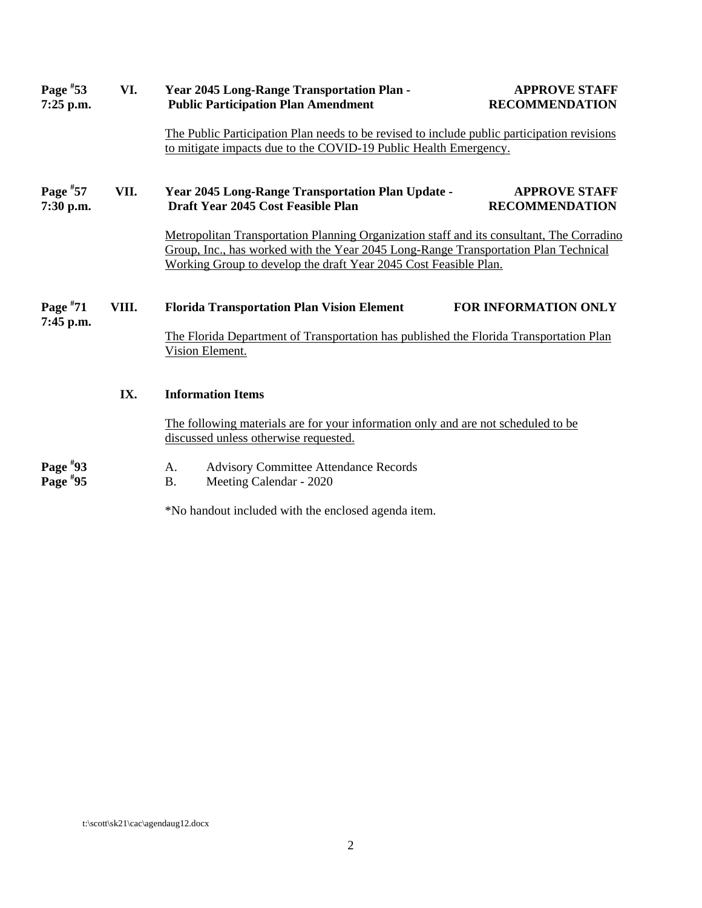**Page #53** **7:25 p.m.** **VI.** **Year 2045 Long-Range Transportation Plan - Public Participation Plan Amendment** **APPROVE STAFF RECOMMENDATION**

The Public Participation Plan needs to be revised to include public participation revisions to mitigate impacts due to the COVID-19 Public Health Emergency.

**Page #57** **7:30 p.m.** **VII.** **Year 2045 Long-Range Transportation Plan Update - Draft Year 2045 Cost Feasible Plan** **APPROVE STAFF RECOMMENDATION**

Metropolitan Transportation Planning Organization staff and its consultant, The Corradino Group, Inc., has worked with the Year 2045 Long-Range Transportation Plan Technical Working Group to develop the draft Year 2045 Cost Feasible Plan.

**Page #71** **7:45 p.m.** **VIII.** **Florida Transportation Plan Vision Element** **FOR INFORMATION ONLY**

The Florida Department of Transportation has published the Florida Transportation Plan Vision Element.

**IX.** **Information Items**

The following materials are for your information only and are not scheduled to be discussed unless otherwise requested.

**Page #93** A. Advisory Committee Attendance Records
**Page #95** B. Meeting Calendar - 2020

*No handout included with the enclosed agenda item.

t:\scott\sk21\cac\agendaug12.docx